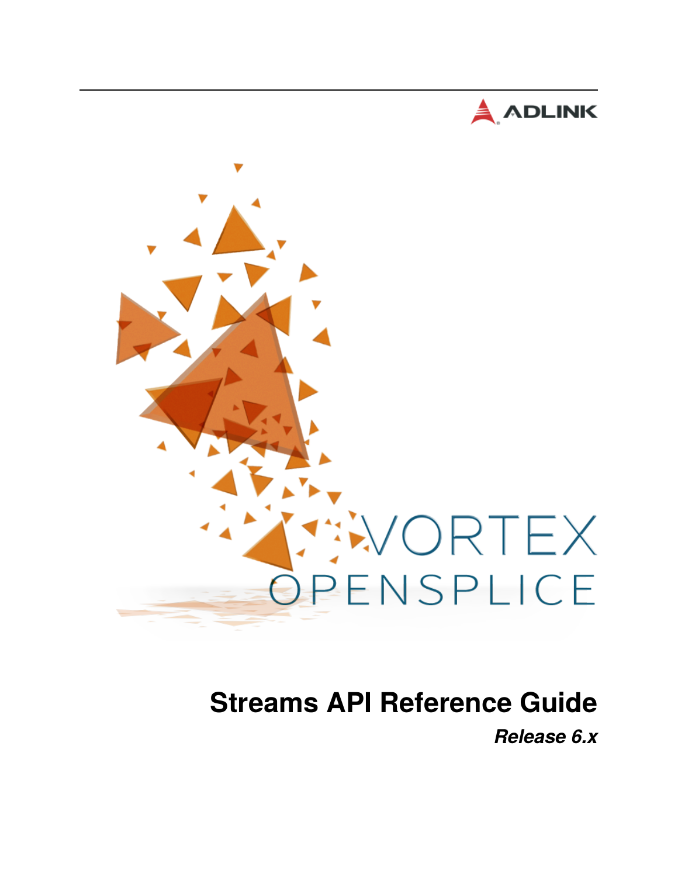ADLINK

VORTEX
OPENSPLICE

# Streams API Reference Guide

***Release 6.x***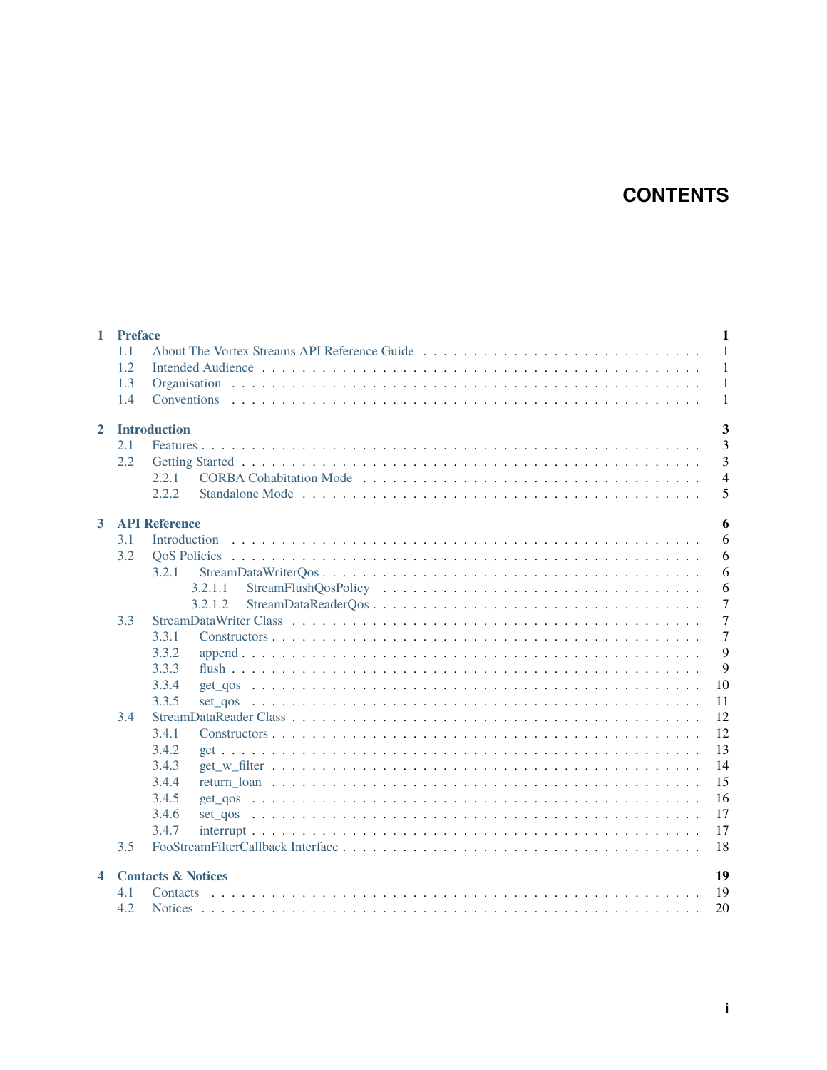# CONTENTS

**1 Preface** **1**
- 1.1 About The Vortex Streams API Reference Guide . . . . . 1
- 1.2 Intended Audience . . . . . 1
- 1.3 Organisation . . . . . 1
- 1.4 Conventions . . . . . 1

**2 Introduction** **3**
- 2.1 Features . . . . . 3
- 2.2 Getting Started . . . . . 3
  - 2.2.1 CORBA Cohabitation Mode . . . . . 4
  - 2.2.2 Standalone Mode . . . . . 5

**3 API Reference** **6**
- 3.1 Introduction . . . . . 6
- 3.2 QoS Policies . . . . . 6
  - 3.2.1 StreamDataWriterQos . . . . . 6
    - 3.2.1.1 StreamFlushQosPolicy . . . . . 6
    - 3.2.1.2 StreamDataReaderQos . . . . . 7
- 3.3 StreamDataWriter Class . . . . . 7
  - 3.3.1 Constructors . . . . . 7
  - 3.3.2 append . . . . . 9
  - 3.3.3 flush . . . . . 9
  - 3.3.4 get_qos . . . . . 10
  - 3.3.5 set_qos . . . . . 11
- 3.4 StreamDataReader Class . . . . . 12
  - 3.4.1 Constructors . . . . . 12
  - 3.4.2 get . . . . . 13
  - 3.4.3 get_w_filter . . . . . 14
  - 3.4.4 return_loan . . . . . 15
  - 3.4.5 get_qos . . . . . 16
  - 3.4.6 set_qos . . . . . 17
  - 3.4.7 interrupt . . . . . 17
- 3.5 FooStreamFilterCallback Interface . . . . . 18

**4 Contacts & Notices** **19**
- 4.1 Contacts . . . . . 19
- 4.2 Notices . . . . . 20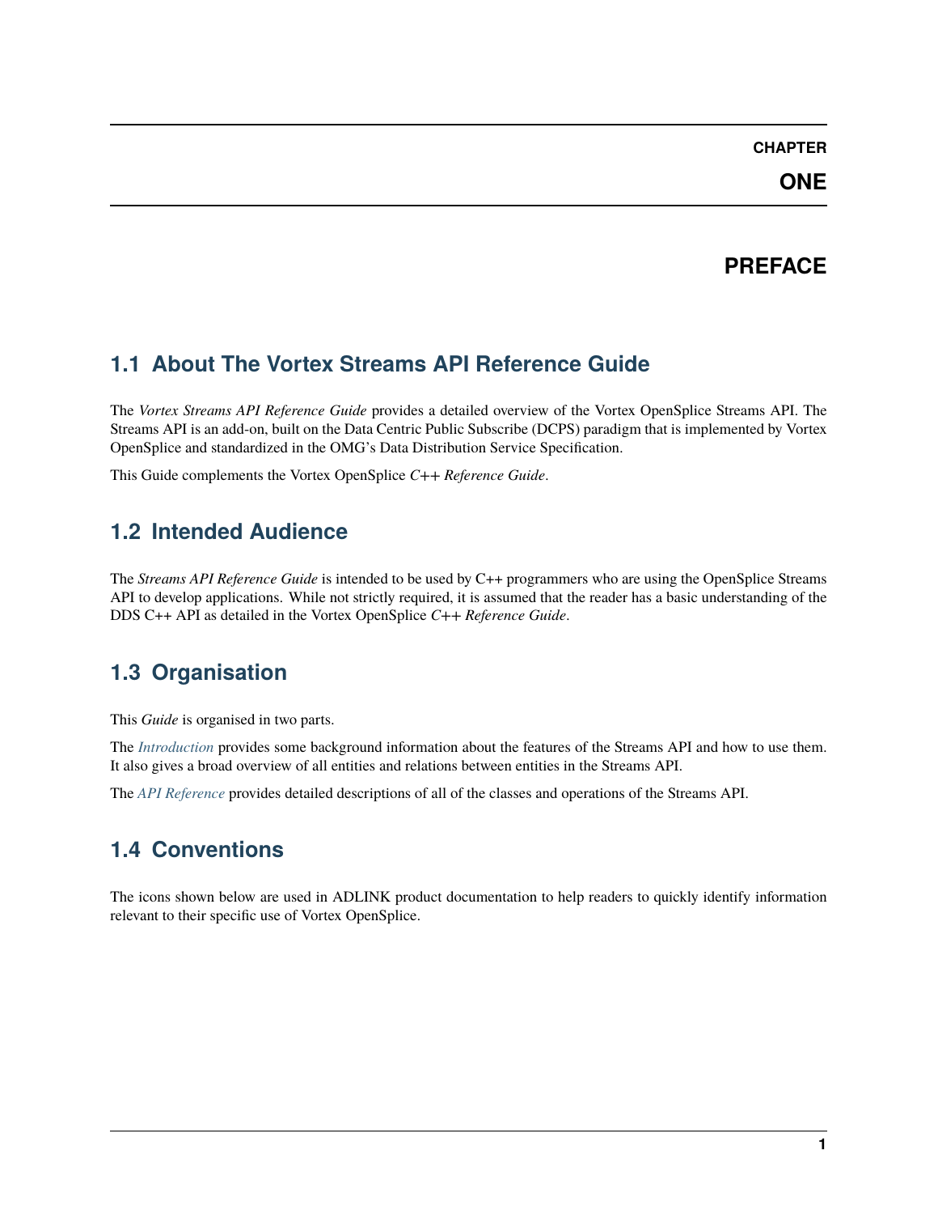# Chapter One

# PREFACE

## 1.1 About The Vortex Streams API Reference Guide

The *Vortex Streams API Reference Guide* provides a detailed overview of the Vortex OpenSplice Streams API. The Streams API is an add-on, built on the Data Centric Public Subscribe (DCPS) paradigm that is implemented by Vortex OpenSplice and standardized in the OMG's Data Distribution Service Specification.

This Guide complements the Vortex OpenSplice *C++ Reference Guide*.

## 1.2 Intended Audience

The *Streams API Reference Guide* is intended to be used by C++ programmers who are using the OpenSplice Streams API to develop applications. While not strictly required, it is assumed that the reader has a basic understanding of the DDS C++ API as detailed in the Vortex OpenSplice *C++ Reference Guide*.

## 1.3 Organisation

This *Guide* is organised in two parts.

The *Introduction* provides some background information about the features of the Streams API and how to use them. It also gives a broad overview of all entities and relations between entities in the Streams API.

The *API Reference* provides detailed descriptions of all of the classes and operations of the Streams API.

## 1.4 Conventions

The icons shown below are used in ADLINK product documentation to help readers to quickly identify information relevant to their specific use of Vortex OpenSplice.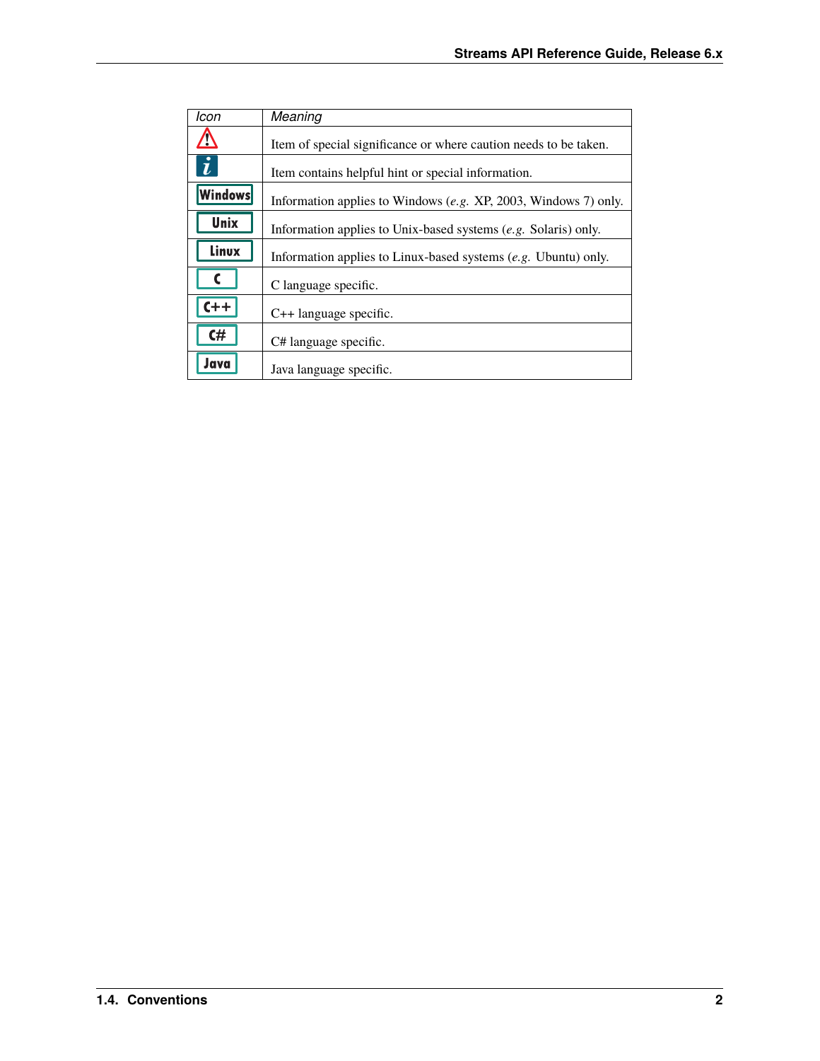| *Icon* | *Meaning* |
| --- | --- |
| ⚠ | Item of special significance or where caution needs to be taken. |
| *i* | Item contains helpful hint or special information. |
| Windows | Information applies to Windows (*e.g.* XP, 2003, Windows 7) only. |
| Unix | Information applies to Unix-based systems (*e.g.* Solaris) only. |
| Linux | Information applies to Linux-based systems (*e.g.* Ubuntu) only. |
| C | C language specific. |
| C++ | C++ language specific. |
| C# | C# language specific. |
| Java | Java language specific. |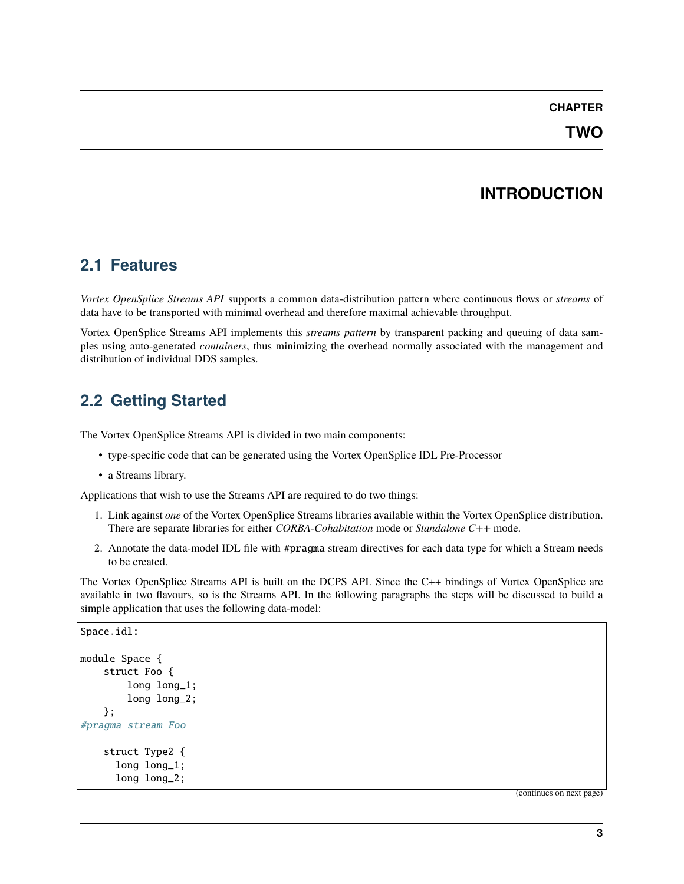# CHAPTER TWO

# INTRODUCTION

## 2.1 Features

*Vortex OpenSplice Streams API* supports a common data-distribution pattern where continuous flows or *streams* of data have to be transported with minimal overhead and therefore maximal achievable throughput.

Vortex OpenSplice Streams API implements this *streams pattern* by transparent packing and queuing of data samples using auto-generated *containers*, thus minimizing the overhead normally associated with the management and distribution of individual DDS samples.

## 2.2 Getting Started

The Vortex OpenSplice Streams API is divided in two main components:

- type-specific code that can be generated using the Vortex OpenSplice IDL Pre-Processor
- a Streams library.

Applications that wish to use the Streams API are required to do two things:

1. Link against *one* of the Vortex OpenSplice Streams libraries available within the Vortex OpenSplice distribution. There are separate libraries for either *CORBA-Cohabitation* mode or *Standalone C++* mode.
2. Annotate the data-model IDL file with `#pragma` stream directives for each data type for which a Stream needs to be created.

The Vortex OpenSplice Streams API is built on the DCPS API. Since the C++ bindings of Vortex OpenSplice are available in two flavours, so is the Streams API. In the following paragraphs the steps will be discussed to build a simple application that uses the following data-model:

```
Space.idl:

module Space {
    struct Foo {
        long long_1;
        long long_2;
    };
#pragma stream Foo

    struct Type2 {
      long long_1;
      long long_2;
```

(continues on next page)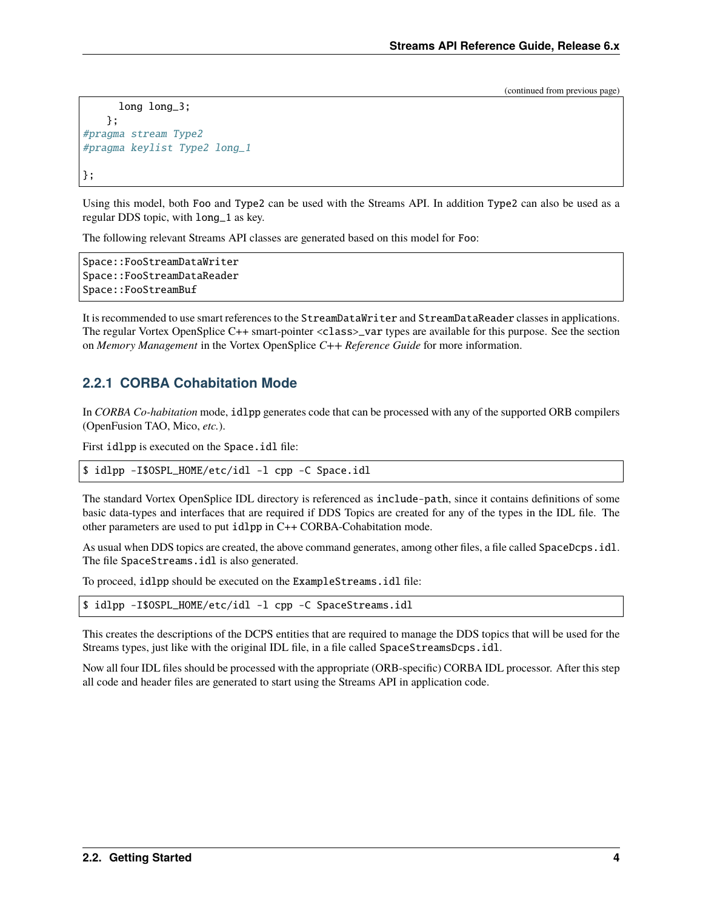(continued from previous page)

```
        long long_3;
    };
#pragma stream Type2
#pragma keylist Type2 long_1

};
```

Using this model, both `Foo` and `Type2` can be used with the Streams API. In addition `Type2` can also be used as a regular DDS topic, with `long_1` as key.

The following relevant Streams API classes are generated based on this model for `Foo`:

```
Space::FooStreamDataWriter
Space::FooStreamDataReader
Space::FooStreamBuf
```

It is recommended to use smart references to the `StreamDataWriter` and `StreamDataReader` classes in applications. The regular Vortex OpenSplice C++ smart-pointer `<class>_var` types are available for this purpose. See the section on *Memory Management* in the Vortex OpenSplice *C++ Reference Guide* for more information.

### 2.2.1 CORBA Cohabitation Mode

In *CORBA Co-habitation* mode, `idlpp` generates code that can be processed with any of the supported ORB compilers (OpenFusion TAO, Mico, *etc.*).

First `idlpp` is executed on the `Space.idl` file:

```
$ idlpp -I$OSPL_HOME/etc/idl -l cpp -C Space.idl
```

The standard Vortex OpenSplice IDL directory is referenced as `include-path`, since it contains definitions of some basic data-types and interfaces that are required if DDS Topics are created for any of the types in the IDL file. The other parameters are used to put `idlpp` in C++ CORBA-Cohabitation mode.

As usual when DDS topics are created, the above command generates, among other files, a file called `SpaceDcps.idl`. The file `SpaceStreams.idl` is also generated.

To proceed, `idlpp` should be executed on the `ExampleStreams.idl` file:

```
$ idlpp -I$OSPL_HOME/etc/idl -l cpp -C SpaceStreams.idl
```

This creates the descriptions of the DCPS entities that are required to manage the DDS topics that will be used for the Streams types, just like with the original IDL file, in a file called `SpaceStreamsDcps.idl`.

Now all four IDL files should be processed with the appropriate (ORB-specific) CORBA IDL processor. After this step all code and header files are generated to start using the Streams API in application code.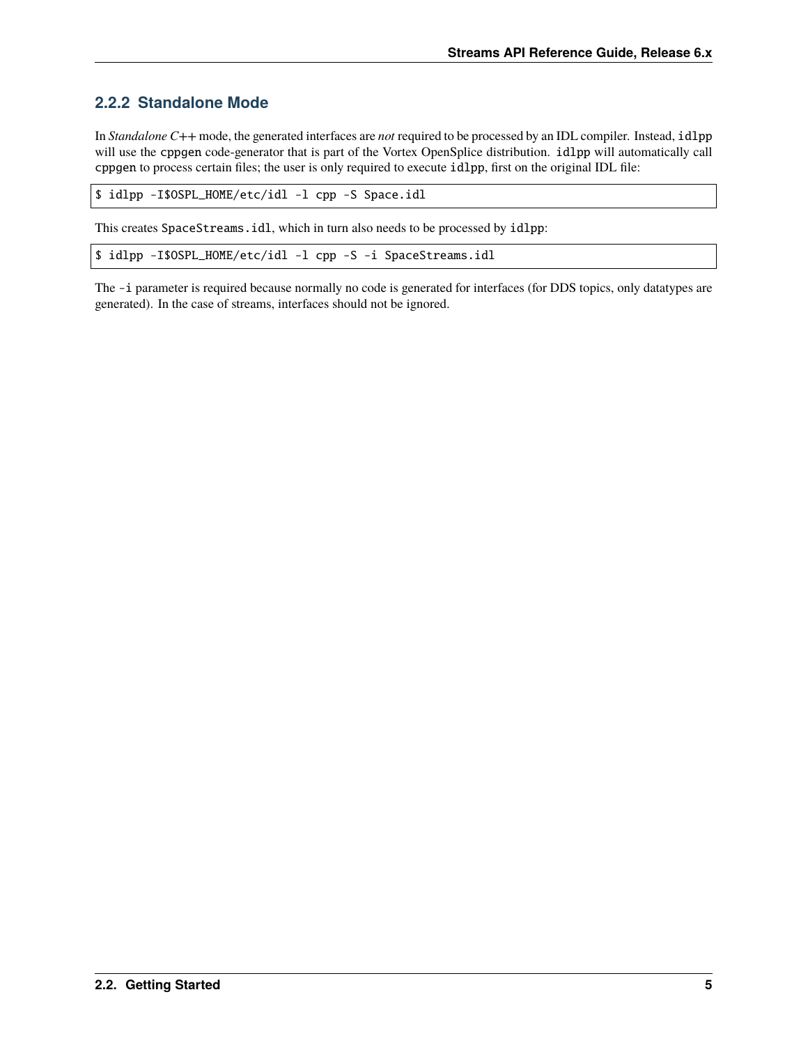### 2.2.2 Standalone Mode

In *Standalone C++* mode, the generated interfaces are *not* required to be processed by an IDL compiler. Instead, `idlpp` will use the `cppgen` code-generator that is part of the Vortex OpenSplice distribution. `idlpp` will automatically call `cppgen` to process certain files; the user is only required to execute `idlpp`, first on the original IDL file:

```
$ idlpp -I$OSPL_HOME/etc/idl -l cpp -S Space.idl
```

This creates `SpaceStreams.idl`, which in turn also needs to be processed by `idlpp`:

```
$ idlpp -I$OSPL_HOME/etc/idl -l cpp -S -i SpaceStreams.idl
```

The `-i` parameter is required because normally no code is generated for interfaces (for DDS topics, only datatypes are generated). In the case of streams, interfaces should not be ignored.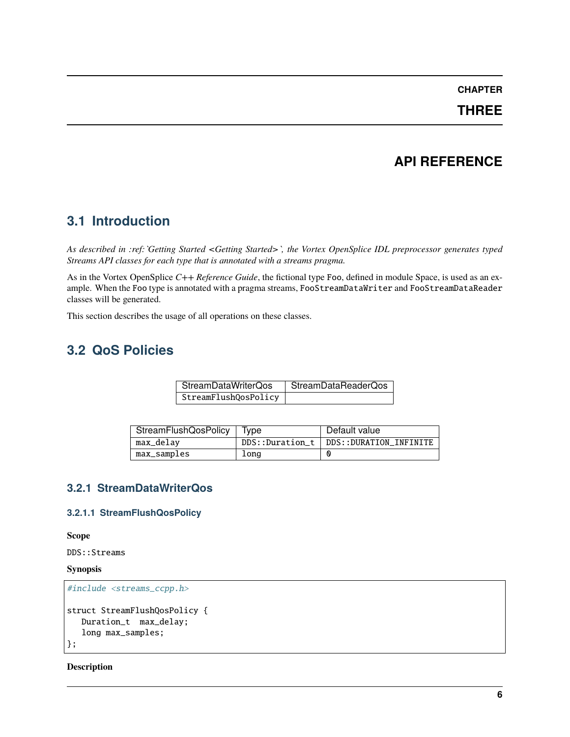# CHAPTER THREE

# API REFERENCE

## 3.1 Introduction

*As described in :ref:`Getting Started <Getting Started>`, the Vortex OpenSplice IDL preprocessor generates typed Streams API classes for each type that is annotated with a streams pragma.*

As in the Vortex OpenSplice *C++ Reference Guide*, the fictional type `Foo`, defined in module Space, is used as an example. When the `Foo` type is annotated with a pragma streams, `FooStreamDataWriter` and `FooStreamDataReader` classes will be generated.

This section describes the usage of all operations on these classes.

## 3.2 QoS Policies

| StreamDataWriterQos | StreamDataReaderQos |
|---|---|
| `StreamFlushQosPolicy` | |

| StreamFlushQosPolicy | Type | Default value |
|---|---|---|
| `max_delay` | `DDS::Duration_t` | `DDS::DURATION_INFINITE` |
| `max_samples` | `long` | `0` |

### 3.2.1 StreamDataWriterQos

#### 3.2.1.1 StreamFlushQosPolicy

**Scope**

`DDS::Streams`

**Synopsis**

```
#include <streams_ccpp.h>

struct StreamFlushQosPolicy {
   Duration_t  max_delay;
   long max_samples;
};
```

**Description**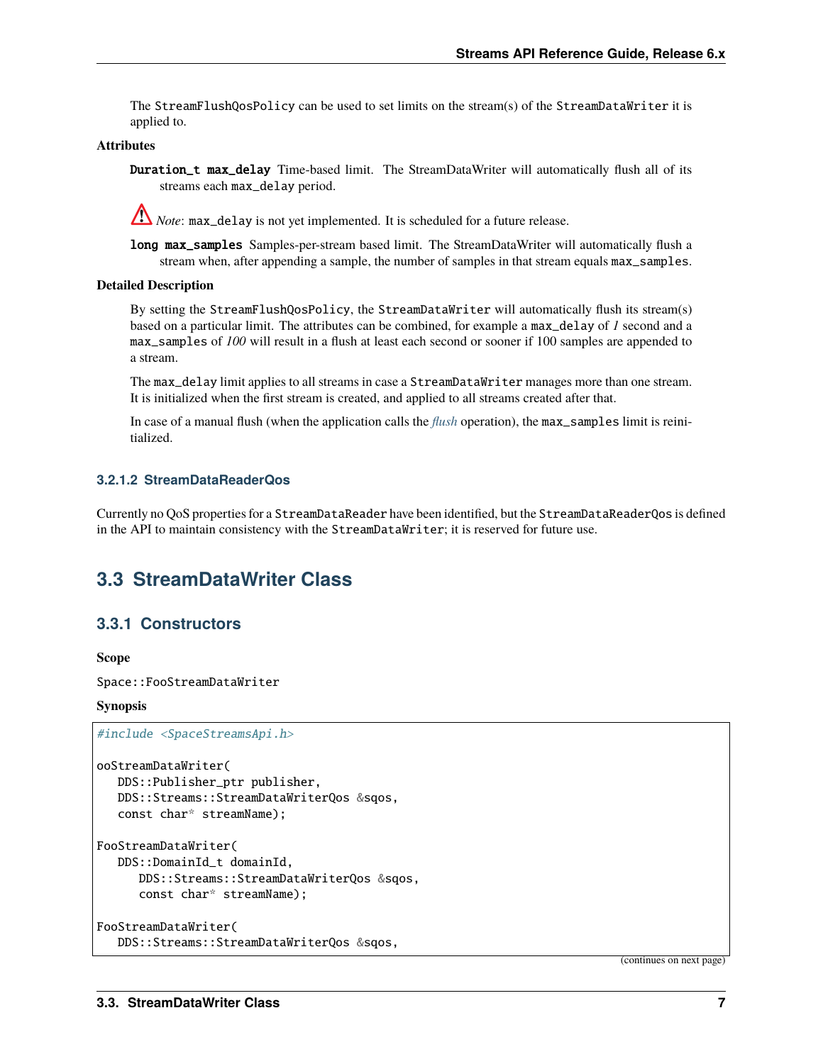The `StreamFlushQosPolicy` can be used to set limits on the stream(s) of the `StreamDataWriter` it is applied to.

**Attributes**

**`Duration_t max_delay`** Time-based limit. The StreamDataWriter will automatically flush all of its streams each `max_delay` period.

⚠ *Note*: `max_delay` is not yet implemented. It is scheduled for a future release.

**`long max_samples`** Samples-per-stream based limit. The StreamDataWriter will automatically flush a stream when, after appending a sample, the number of samples in that stream equals `max_samples`.

**Detailed Description**

By setting the `StreamFlushQosPolicy`, the `StreamDataWriter` will automatically flush its stream(s) based on a particular limit. The attributes can be combined, for example a `max_delay` of *1* second and a `max_samples` of *100* will result in a flush at least each second or sooner if 100 samples are appended to a stream.

The `max_delay` limit applies to all streams in case a `StreamDataWriter` manages more than one stream. It is initialized when the first stream is created, and applied to all streams created after that.

In case of a manual flush (when the application calls the *flush* operation), the `max_samples` limit is reinitialized.

#### 3.2.1.2 StreamDataReaderQos

Currently no QoS properties for a `StreamDataReader` have been identified, but the `StreamDataReaderQos` is defined in the API to maintain consistency with the `StreamDataWriter`; it is reserved for future use.

## 3.3 StreamDataWriter Class

### 3.3.1 Constructors

**Scope**

`Space::FooStreamDataWriter`

**Synopsis**

```
#include <SpaceStreamsApi.h>

ooStreamDataWriter(
   DDS::Publisher_ptr publisher,
   DDS::Streams::StreamDataWriterQos &sqos,
   const char* streamName);

FooStreamDataWriter(
   DDS::DomainId_t domainId,
      DDS::Streams::StreamDataWriterQos &sqos,
      const char* streamName);

FooStreamDataWriter(
   DDS::Streams::StreamDataWriterQos &sqos,
```

(continues on next page)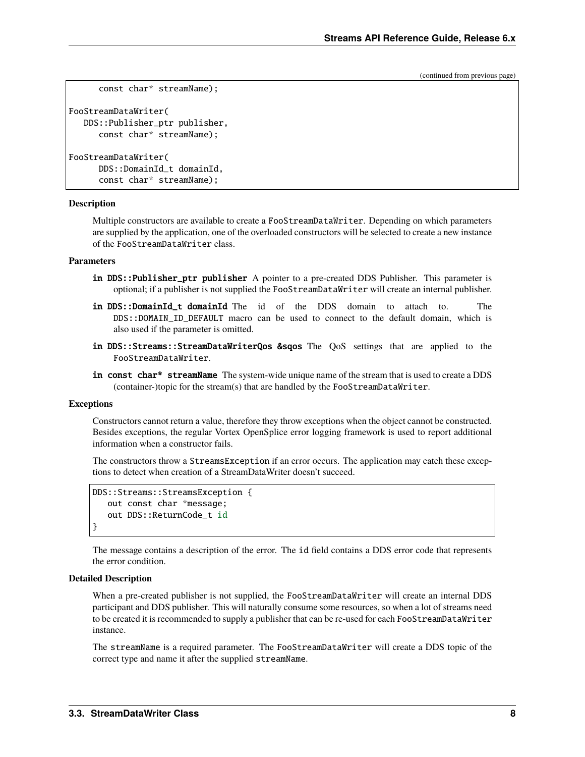(continued from previous page)

```
      const char* streamName);

FooStreamDataWriter(
   DDS::Publisher_ptr publisher,
      const char* streamName);

FooStreamDataWriter(
      DDS::DomainId_t domainId,
      const char* streamName);
```

**Description**

Multiple constructors are available to create a `FooStreamDataWriter`. Depending on which parameters are supplied by the application, one of the overloaded constructors will be selected to create a new instance of the `FooStreamDataWriter` class.

**Parameters**

**in DDS::Publisher_ptr publisher** A pointer to a pre-created DDS Publisher. This parameter is optional; if a publisher is not supplied the `FooStreamDataWriter` will create an internal publisher.

**in DDS::DomainId_t domainId** The id of the DDS domain to attach to. The `DDS::DOMAIN_ID_DEFAULT` macro can be used to connect to the default domain, which is also used if the parameter is omitted.

**in DDS::Streams::StreamDataWriterQos &sqos** The QoS settings that are applied to the `FooStreamDataWriter`.

**in const char* streamName** The system-wide unique name of the stream that is used to create a DDS (container-)topic for the stream(s) that are handled by the `FooStreamDataWriter`.

**Exceptions**

Constructors cannot return a value, therefore they throw exceptions when the object cannot be constructed. Besides exceptions, the regular Vortex OpenSplice error logging framework is used to report additional information when a constructor fails.

The constructors throw a `StreamsException` if an error occurs. The application may catch these exceptions to detect when creation of a StreamDataWriter doesn't succeed.

```
DDS::Streams::StreamsException {
   out const char *message;
   out DDS::ReturnCode_t id
}
```

The message contains a description of the error. The `id` field contains a DDS error code that represents the error condition.

**Detailed Description**

When a pre-created publisher is not supplied, the `FooStreamDataWriter` will create an internal DDS participant and DDS publisher. This will naturally consume some resources, so when a lot of streams need to be created it is recommended to supply a publisher that can be re-used for each `FooStreamDataWriter` instance.

The `streamName` is a required parameter. The `FooStreamDataWriter` will create a DDS topic of the correct type and name it after the supplied `streamName`.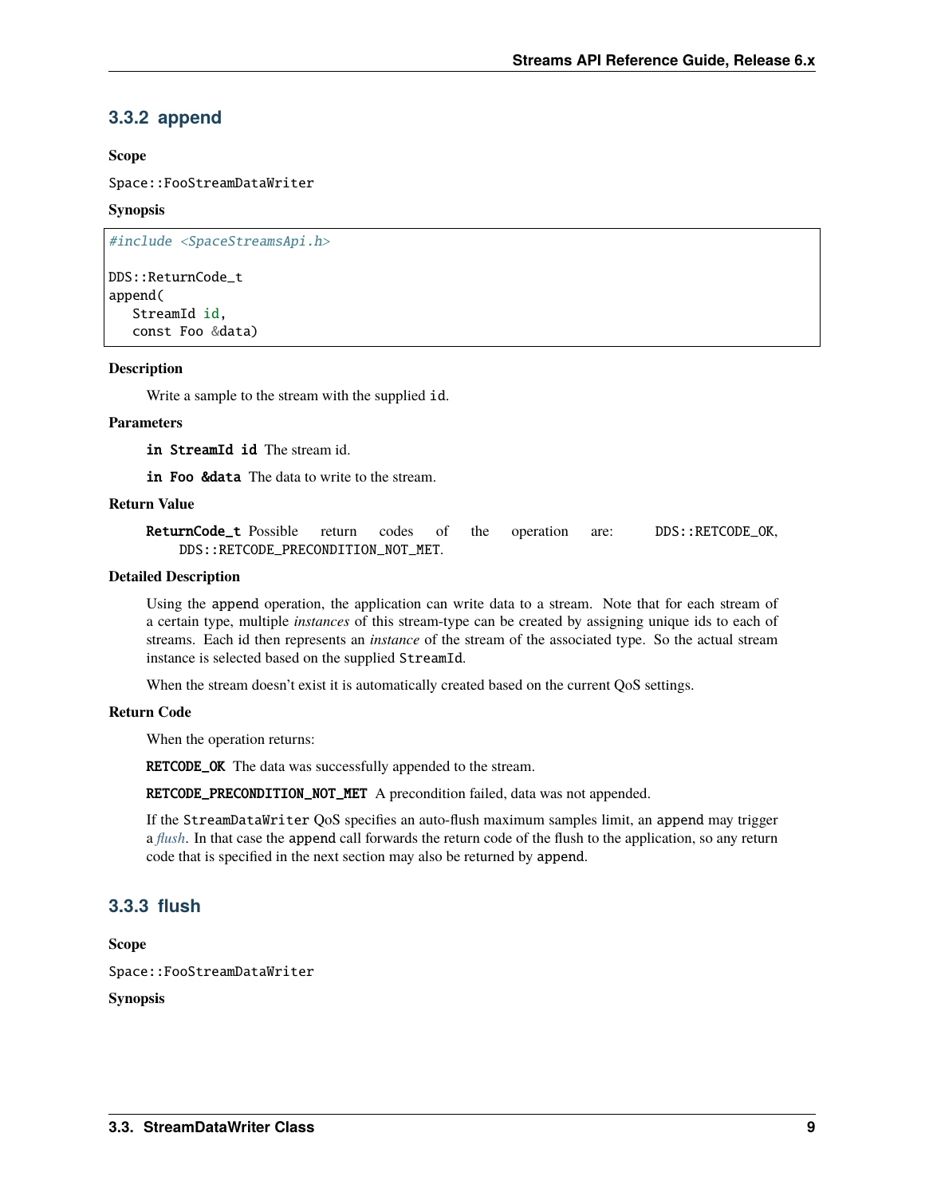### 3.3.2 append

**Scope**

Space::FooStreamDataWriter

**Synopsis**

```
#include <SpaceStreamsApi.h>

DDS::ReturnCode_t
append(
   StreamId id,
   const Foo &data)
```

**Description**

Write a sample to the stream with the supplied `id`.

**Parameters**

**in StreamId id** The stream id.

**in Foo &data** The data to write to the stream.

**Return Value**

**ReturnCode_t** Possible return codes of the operation are: DDS::RETCODE_OK, DDS::RETCODE_PRECONDITION_NOT_MET.

**Detailed Description**

Using the `append` operation, the application can write data to a stream. Note that for each stream of a certain type, multiple *instances* of this stream-type can be created by assigning unique ids to each of streams. Each id then represents an *instance* of the stream of the associated type. So the actual stream instance is selected based on the supplied `StreamId`.

When the stream doesn't exist it is automatically created based on the current QoS settings.

**Return Code**

When the operation returns:

**RETCODE_OK** The data was successfully appended to the stream.

**RETCODE_PRECONDITION_NOT_MET** A precondition failed, data was not appended.

If the `StreamDataWriter` QoS specifies an auto-flush maximum samples limit, an `append` may trigger a *flush*. In that case the `append` call forwards the return code of the flush to the application, so any return code that is specified in the next section may also be returned by `append`.

### 3.3.3 flush

**Scope**

Space::FooStreamDataWriter

**Synopsis**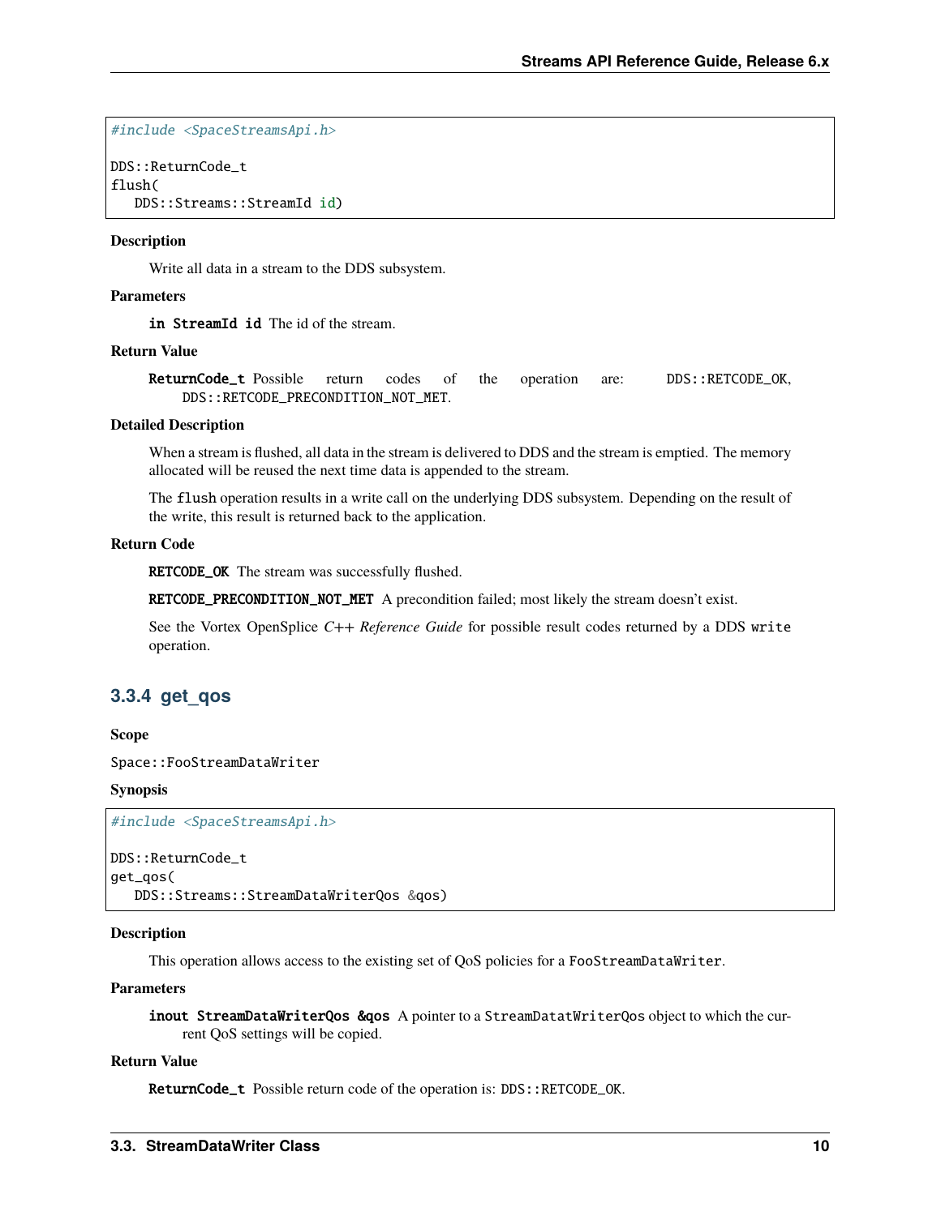```
#include <SpaceStreamsApi.h>

DDS::ReturnCode_t
flush(
   DDS::Streams::StreamId id)
```

**Description**

Write all data in a stream to the DDS subsystem.

**Parameters**

**in StreamId id** The id of the stream.

**Return Value**

**ReturnCode_t** Possible return codes of the operation are: DDS::RETCODE_OK, DDS::RETCODE_PRECONDITION_NOT_MET.

**Detailed Description**

When a stream is flushed, all data in the stream is delivered to DDS and the stream is emptied. The memory allocated will be reused the next time data is appended to the stream.

The flush operation results in a write call on the underlying DDS subsystem. Depending on the result of the write, this result is returned back to the application.

**Return Code**

**RETCODE_OK** The stream was successfully flushed.

**RETCODE_PRECONDITION_NOT_MET** A precondition failed; most likely the stream doesn't exist.

See the Vortex OpenSplice *C++ Reference Guide* for possible result codes returned by a DDS write operation.

### 3.3.4 get_qos

**Scope**

Space::FooStreamDataWriter

**Synopsis**

```
#include <SpaceStreamsApi.h>

DDS::ReturnCode_t
get_qos(
   DDS::Streams::StreamDataWriterQos &qos)
```

**Description**

This operation allows access to the existing set of QoS policies for a FooStreamDataWriter.

**Parameters**

**inout StreamDataWriterQos &qos** A pointer to a StreamDatatWriterQos object to which the current QoS settings will be copied.

**Return Value**

**ReturnCode_t** Possible return code of the operation is: DDS::RETCODE_OK.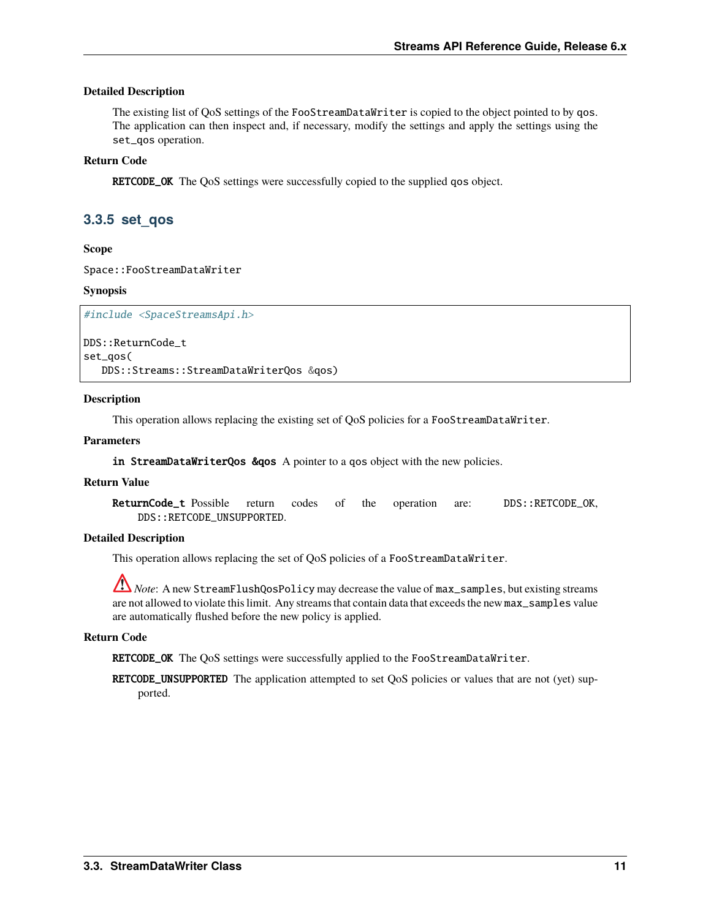#### Detailed Description

The existing list of QoS settings of the `FooStreamDataWriter` is copied to the object pointed to by `qos`. The application can then inspect and, if necessary, modify the settings and apply the settings using the `set_qos` operation.

#### Return Code

**RETCODE_OK** The QoS settings were successfully copied to the supplied `qos` object.

### 3.3.5 set_qos

#### Scope

`Space::FooStreamDataWriter`

#### Synopsis

```
#include <SpaceStreamsApi.h>

DDS::ReturnCode_t
set_qos(
   DDS::Streams::StreamDataWriterQos &qos)
```

#### Description

This operation allows replacing the existing set of QoS policies for a `FooStreamDataWriter`.

#### Parameters

**in StreamDataWriterQos &qos** A pointer to a `qos` object with the new policies.

#### Return Value

**ReturnCode_t** Possible return codes of the operation are: `DDS::RETCODE_OK`, `DDS::RETCODE_UNSUPPORTED`.

#### Detailed Description

This operation allows replacing the set of QoS policies of a `FooStreamDataWriter`.

⚠ *Note*: A new `StreamFlushQosPolicy` may decrease the value of `max_samples`, but existing streams are not allowed to violate this limit. Any streams that contain data that exceeds the new `max_samples` value are automatically flushed before the new policy is applied.

#### Return Code

**RETCODE_OK** The QoS settings were successfully applied to the `FooStreamDataWriter`.

**RETCODE_UNSUPPORTED** The application attempted to set QoS policies or values that are not (yet) supported.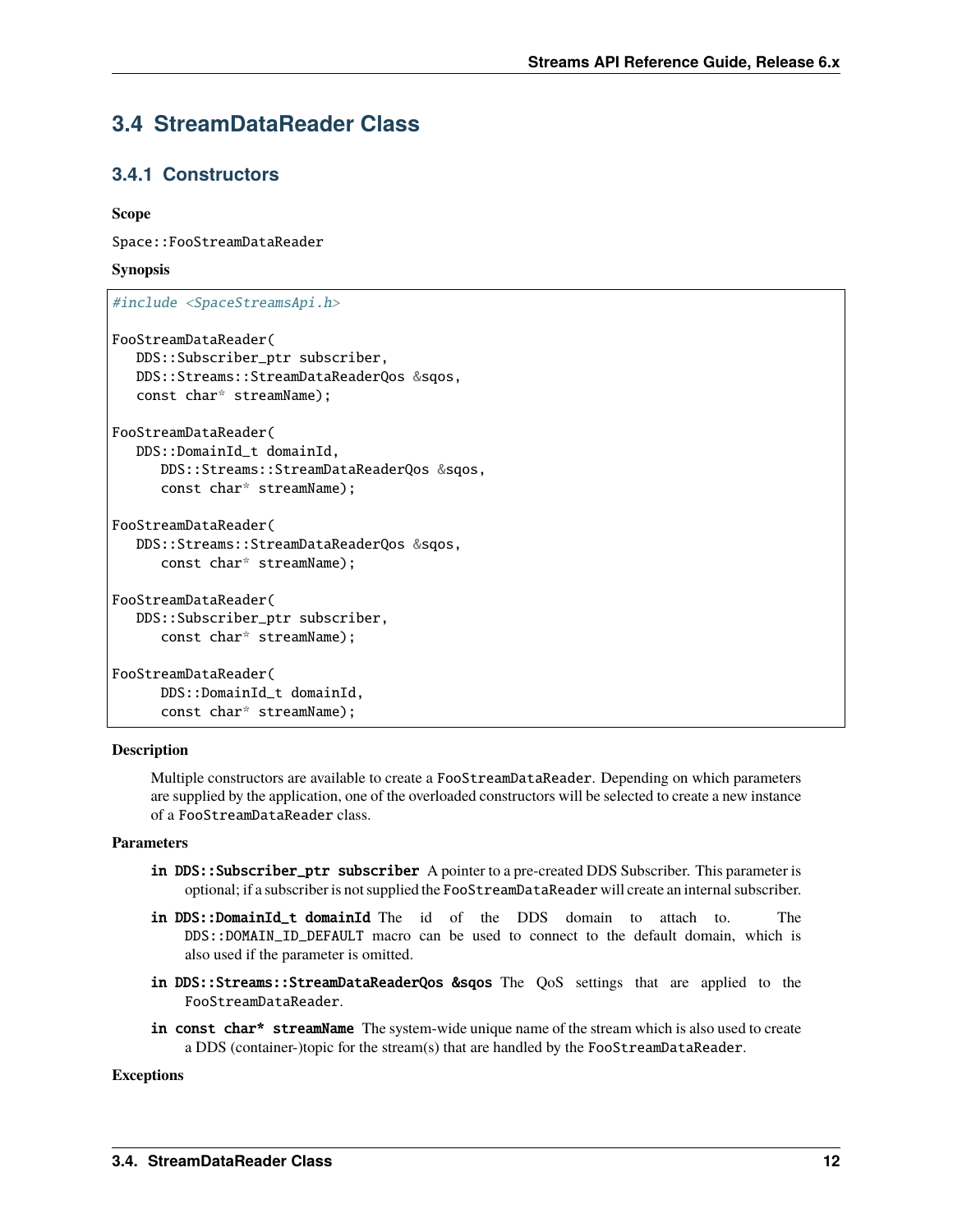## 3.4 StreamDataReader Class

### 3.4.1 Constructors

**Scope**

Space::FooStreamDataReader

**Synopsis**

```
#include <SpaceStreamsApi.h>

FooStreamDataReader(
   DDS::Subscriber_ptr subscriber,
   DDS::Streams::StreamDataReaderQos &sqos,
   const char* streamName);

FooStreamDataReader(
   DDS::DomainId_t domainId,
      DDS::Streams::StreamDataReaderQos &sqos,
      const char* streamName);

FooStreamDataReader(
   DDS::Streams::StreamDataReaderQos &sqos,
      const char* streamName);

FooStreamDataReader(
   DDS::Subscriber_ptr subscriber,
      const char* streamName);

FooStreamDataReader(
      DDS::DomainId_t domainId,
      const char* streamName);
```

**Description**

Multiple constructors are available to create a FooStreamDataReader. Depending on which parameters are supplied by the application, one of the overloaded constructors will be selected to create a new instance of a FooStreamDataReader class.

**Parameters**

- **in DDS::Subscriber_ptr subscriber** A pointer to a pre-created DDS Subscriber. This parameter is optional; if a subscriber is not supplied the FooStreamDataReader will create an internal subscriber.
- **in DDS::DomainId_t domainId** The id of the DDS domain to attach to. The DDS::DOMAIN_ID_DEFAULT macro can be used to connect to the default domain, which is also used if the parameter is omitted.
- **in DDS::Streams::StreamDataReaderQos &sqos** The QoS settings that are applied to the FooStreamDataReader.
- **in const char* streamName** The system-wide unique name of the stream which is also used to create a DDS (container-)topic for the stream(s) that are handled by the FooStreamDataReader.

**Exceptions**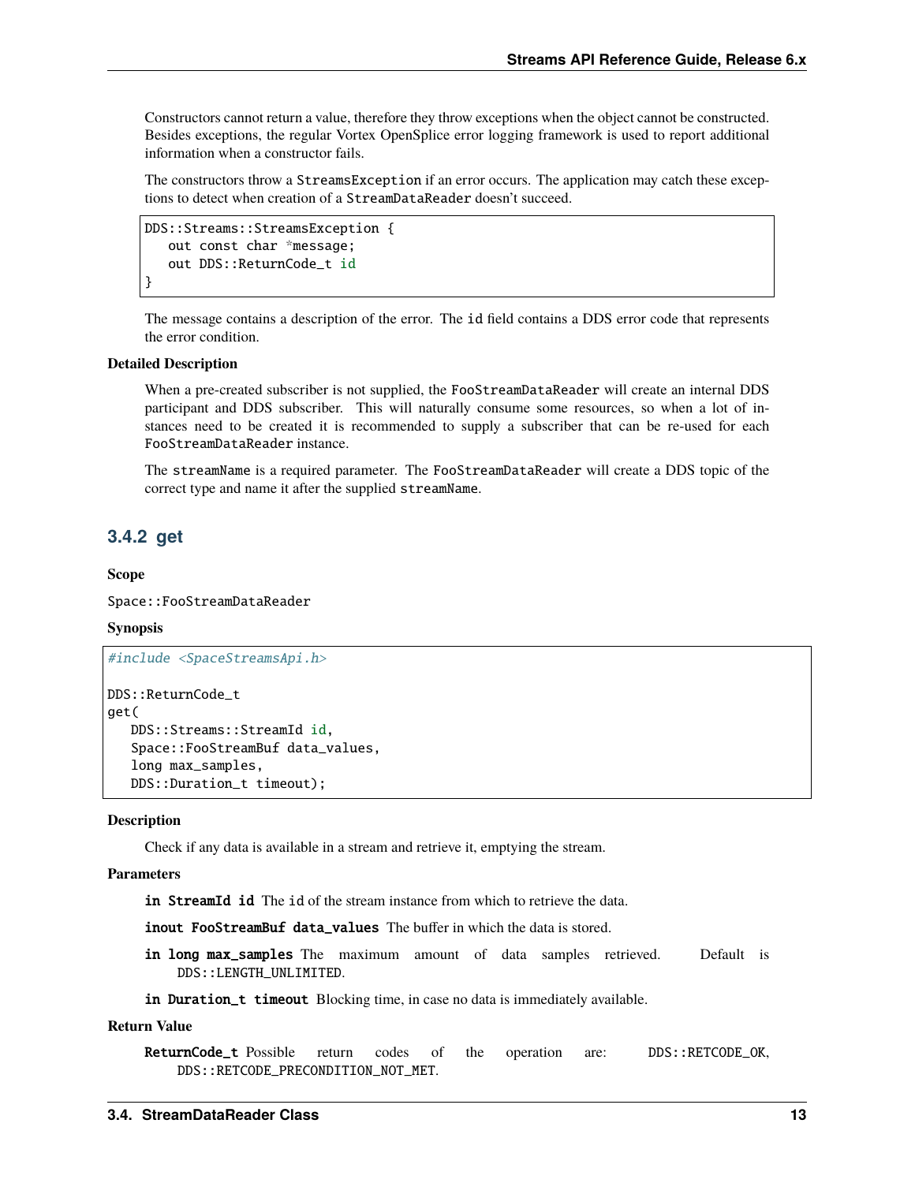Constructors cannot return a value, therefore they throw exceptions when the object cannot be constructed. Besides exceptions, the regular Vortex OpenSplice error logging framework is used to report additional information when a constructor fails.

The constructors throw a `StreamsException` if an error occurs. The application may catch these exceptions to detect when creation of a `StreamDataReader` doesn't succeed.

```
DDS::Streams::StreamsException {
   out const char *message;
   out DDS::ReturnCode_t id
}
```

The message contains a description of the error. The `id` field contains a DDS error code that represents the error condition.

**Detailed Description**

When a pre-created subscriber is not supplied, the `FooStreamDataReader` will create an internal DDS participant and DDS subscriber. This will naturally consume some resources, so when a lot of instances need to be created it is recommended to supply a subscriber that can be re-used for each `FooStreamDataReader` instance.

The `streamName` is a required parameter. The `FooStreamDataReader` will create a DDS topic of the correct type and name it after the supplied `streamName`.

## 3.4.2 get

**Scope**

`Space::FooStreamDataReader`

**Synopsis**

```
#include <SpaceStreamsApi.h>

DDS::ReturnCode_t
get(
   DDS::Streams::StreamId id,
   Space::FooStreamBuf data_values,
   long max_samples,
   DDS::Duration_t timeout);
```

**Description**

Check if any data is available in a stream and retrieve it, emptying the stream.

**Parameters**

**`in StreamId id`** The `id` of the stream instance from which to retrieve the data.

**`inout FooStreamBuf data_values`** The buffer in which the data is stored.

**`in long max_samples`** The maximum amount of data samples retrieved. Default is `DDS::LENGTH_UNLIMITED`.

**`in Duration_t timeout`** Blocking time, in case no data is immediately available.

**Return Value**

**`ReturnCode_t`** Possible return codes of the operation are: `DDS::RETCODE_OK`, `DDS::RETCODE_PRECONDITION_NOT_MET`.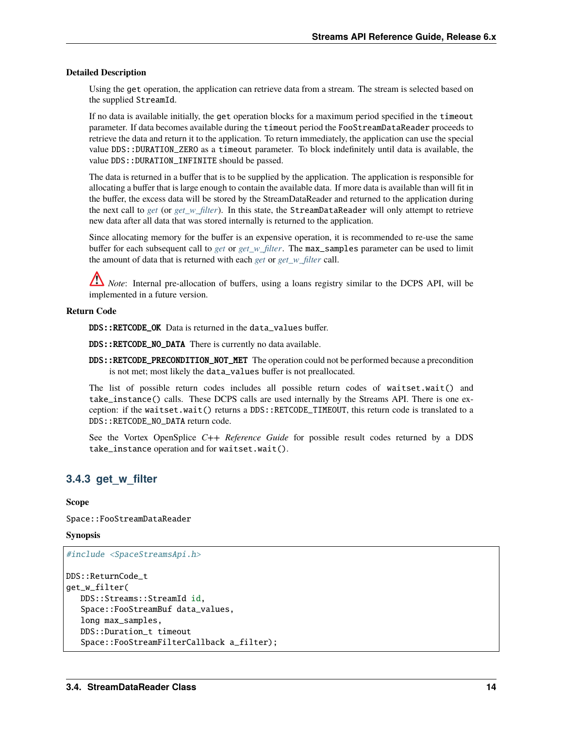**Detailed Description**

Using the `get` operation, the application can retrieve data from a stream. The stream is selected based on the supplied `StreamId`.

If no data is available initially, the `get` operation blocks for a maximum period specified in the `timeout` parameter. If data becomes available during the `timeout` period the `FooStreamDataReader` proceeds to retrieve the data and return it to the application. To return immediately, the application can use the special value `DDS::DURATION_ZERO` as a `timeout` parameter. To block indefinitely until data is available, the value `DDS::DURATION_INFINITE` should be passed.

The data is returned in a buffer that is to be supplied by the application. The application is responsible for allocating a buffer that is large enough to contain the available data. If more data is available than will fit in the buffer, the excess data will be stored by the StreamDataReader and returned to the application during the next call to *get* (or *get_w_filter*). In this state, the `StreamDataReader` will only attempt to retrieve new data after all data that was stored internally is returned to the application.

Since allocating memory for the buffer is an expensive operation, it is recommended to re-use the same buffer for each subsequent call to *get* or *get_w_filter*. The `max_samples` parameter can be used to limit the amount of data that is returned with each *get* or *get_w_filter* call.

⚠ *Note*: Internal pre-allocation of buffers, using a loans registry similar to the DCPS API, will be implemented in a future version.

**Return Code**

**`DDS::RETCODE_OK`** Data is returned in the `data_values` buffer.

**`DDS::RETCODE_NO_DATA`** There is currently no data available.

**`DDS::RETCODE_PRECONDITION_NOT_MET`** The operation could not be performed because a precondition is not met; most likely the `data_values` buffer is not preallocated.

The list of possible return codes includes all possible return codes of `waitset.wait()` and `take_instance()` calls. These DCPS calls are used internally by the Streams API. There is one exception: if the `waitset.wait()` returns a `DDS::RETCODE_TIMEOUT`, this return code is translated to a `DDS::RETCODE_NO_DATA` return code.

See the Vortex OpenSplice *C++ Reference Guide* for possible result codes returned by a DDS `take_instance` operation and for `waitset.wait()`.

### 3.4.3 get_w_filter

**Scope**

Space::FooStreamDataReader

**Synopsis**

```
#include <SpaceStreamsApi.h>

DDS::ReturnCode_t
get_w_filter(
   DDS::Streams::StreamId id,
   Space::FooStreamBuf data_values,
   long max_samples,
   DDS::Duration_t timeout
   Space::FooStreamFilterCallback a_filter);
```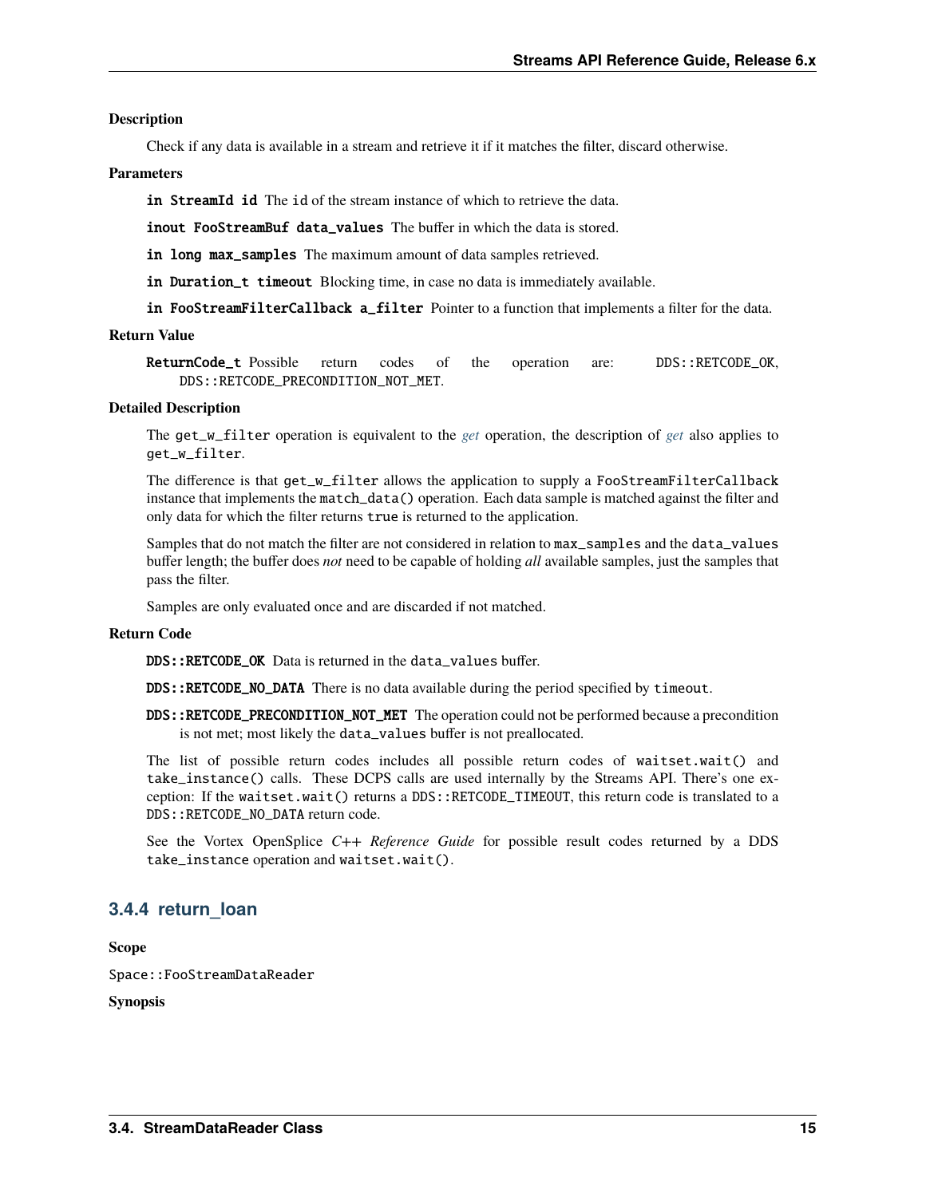**Description**

Check if any data is available in a stream and retrieve it if it matches the filter, discard otherwise.

**Parameters**

`in StreamId id` The `id` of the stream instance of which to retrieve the data.

`inout FooStreamBuf data_values` The buffer in which the data is stored.

`in long max_samples` The maximum amount of data samples retrieved.

`in Duration_t timeout` Blocking time, in case no data is immediately available.

`in FooStreamFilterCallback a_filter` Pointer to a function that implements a filter for the data.

**Return Value**

`ReturnCode_t` Possible return codes of the operation are: `DDS::RETCODE_OK`, `DDS::RETCODE_PRECONDITION_NOT_MET`.

**Detailed Description**

The `get_w_filter` operation is equivalent to the *get* operation, the description of *get* also applies to `get_w_filter`.

The difference is that `get_w_filter` allows the application to supply a `FooStreamFilterCallback` instance that implements the `match_data()` operation. Each data sample is matched against the filter and only data for which the filter returns `true` is returned to the application.

Samples that do not match the filter are not considered in relation to `max_samples` and the `data_values` buffer length; the buffer does *not* need to be capable of holding *all* available samples, just the samples that pass the filter.

Samples are only evaluated once and are discarded if not matched.

**Return Code**

`DDS::RETCODE_OK` Data is returned in the `data_values` buffer.

`DDS::RETCODE_NO_DATA` There is no data available during the period specified by `timeout`.

`DDS::RETCODE_PRECONDITION_NOT_MET` The operation could not be performed because a precondition is not met; most likely the `data_values` buffer is not preallocated.

The list of possible return codes includes all possible return codes of `waitset.wait()` and `take_instance()` calls. These DCPS calls are used internally by the Streams API. There's one exception: If the `waitset.wait()` returns a `DDS::RETCODE_TIMEOUT`, this return code is translated to a `DDS::RETCODE_NO_DATA` return code.

See the Vortex OpenSplice *C++ Reference Guide* for possible result codes returned by a DDS `take_instance` operation and `waitset.wait()`.

### 3.4.4 return_loan

**Scope**

`Space::FooStreamDataReader`

**Synopsis**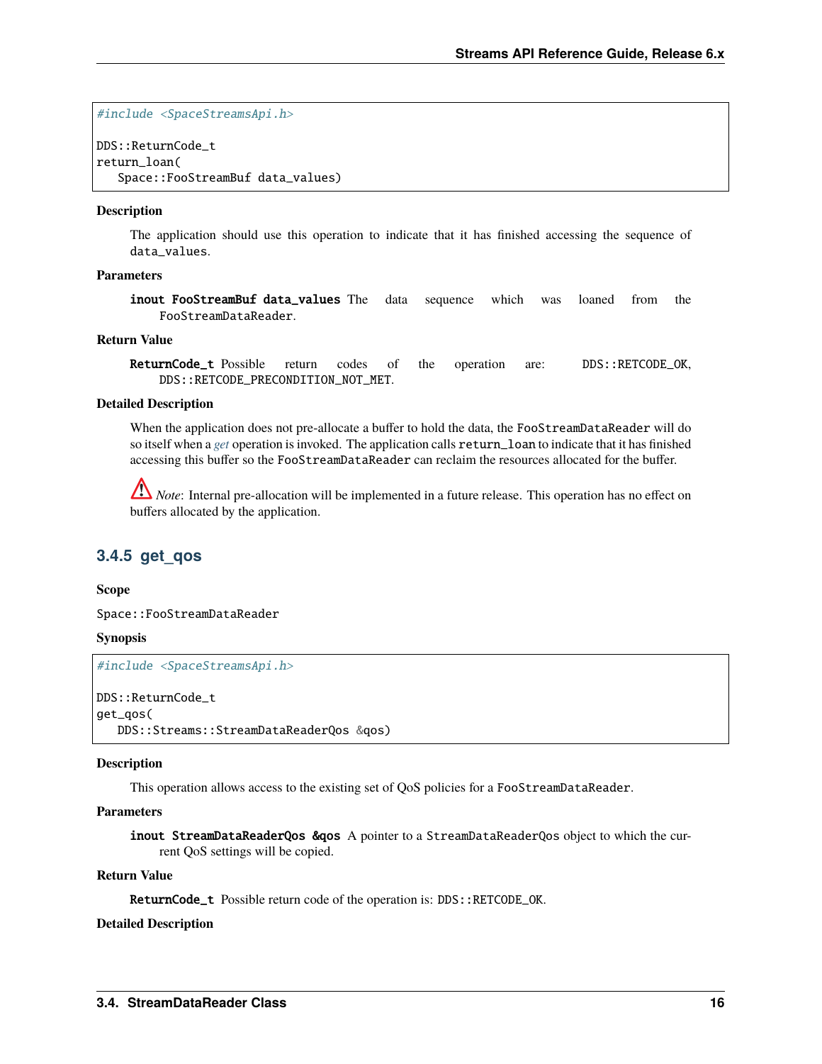```
#include <SpaceStreamsApi.h>

DDS::ReturnCode_t
return_loan(
   Space::FooStreamBuf data_values)
```

**Description**

The application should use this operation to indicate that it has finished accessing the sequence of `data_values`.

**Parameters**

**inout FooStreamBuf data_values** The data sequence which was loaned from the `FooStreamDataReader`.

**Return Value**

**ReturnCode_t** Possible return codes of the operation are: `DDS::RETCODE_OK`, `DDS::RETCODE_PRECONDITION_NOT_MET`.

**Detailed Description**

When the application does not pre-allocate a buffer to hold the data, the `FooStreamDataReader` will do so itself when a *get* operation is invoked. The application calls `return_loan` to indicate that it has finished accessing this buffer so the `FooStreamDataReader` can reclaim the resources allocated for the buffer.

⚠ *Note*: Internal pre-allocation will be implemented in a future release. This operation has no effect on buffers allocated by the application.

### 3.4.5 get_qos

**Scope**

`Space::FooStreamDataReader`

**Synopsis**

```
#include <SpaceStreamsApi.h>

DDS::ReturnCode_t
get_qos(
   DDS::Streams::StreamDataReaderQos &qos)
```

**Description**

This operation allows access to the existing set of QoS policies for a `FooStreamDataReader`.

**Parameters**

**inout StreamDataReaderQos &qos** A pointer to a `StreamDataReaderQos` object to which the current QoS settings will be copied.

**Return Value**

**ReturnCode_t** Possible return code of the operation is: `DDS::RETCODE_OK`.

**Detailed Description**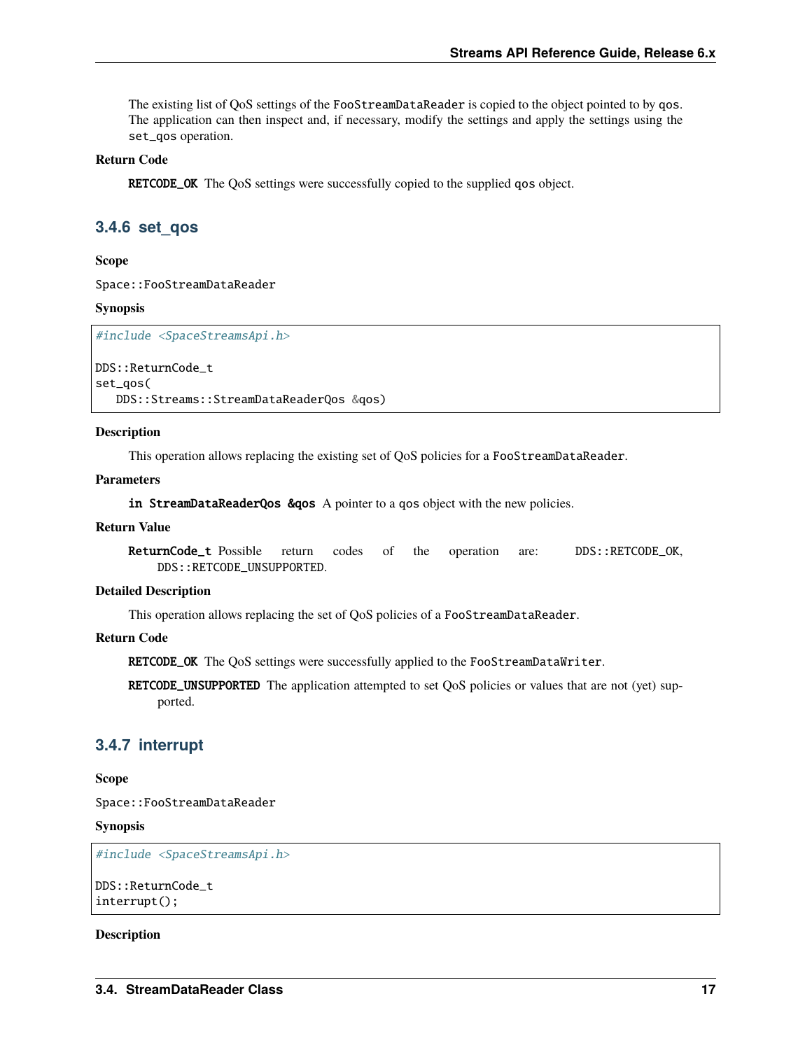The existing list of QoS settings of the `FooStreamDataReader` is copied to the object pointed to by `qos`. The application can then inspect and, if necessary, modify the settings and apply the settings using the `set_qos` operation.

**Return Code**

**`RETCODE_OK`** The QoS settings were successfully copied to the supplied `qos` object.

### 3.4.6 set_qos

**Scope**

`Space::FooStreamDataReader`

**Synopsis**

```
#include <SpaceStreamsApi.h>

DDS::ReturnCode_t
set_qos(
   DDS::Streams::StreamDataReaderQos &qos)
```

**Description**

This operation allows replacing the existing set of QoS policies for a `FooStreamDataReader`.

**Parameters**

**`in StreamDataReaderQos &qos`** A pointer to a `qos` object with the new policies.

**Return Value**

**`ReturnCode_t`** Possible return codes of the operation are: `DDS::RETCODE_OK`, `DDS::RETCODE_UNSUPPORTED`.

**Detailed Description**

This operation allows replacing the set of QoS policies of a `FooStreamDataReader`.

**Return Code**

**`RETCODE_OK`** The QoS settings were successfully applied to the `FooStreamDataWriter`.

**`RETCODE_UNSUPPORTED`** The application attempted to set QoS policies or values that are not (yet) supported.

### 3.4.7 interrupt

**Scope**

`Space::FooStreamDataReader`

**Synopsis**

```
#include <SpaceStreamsApi.h>

DDS::ReturnCode_t
interrupt();
```

**Description**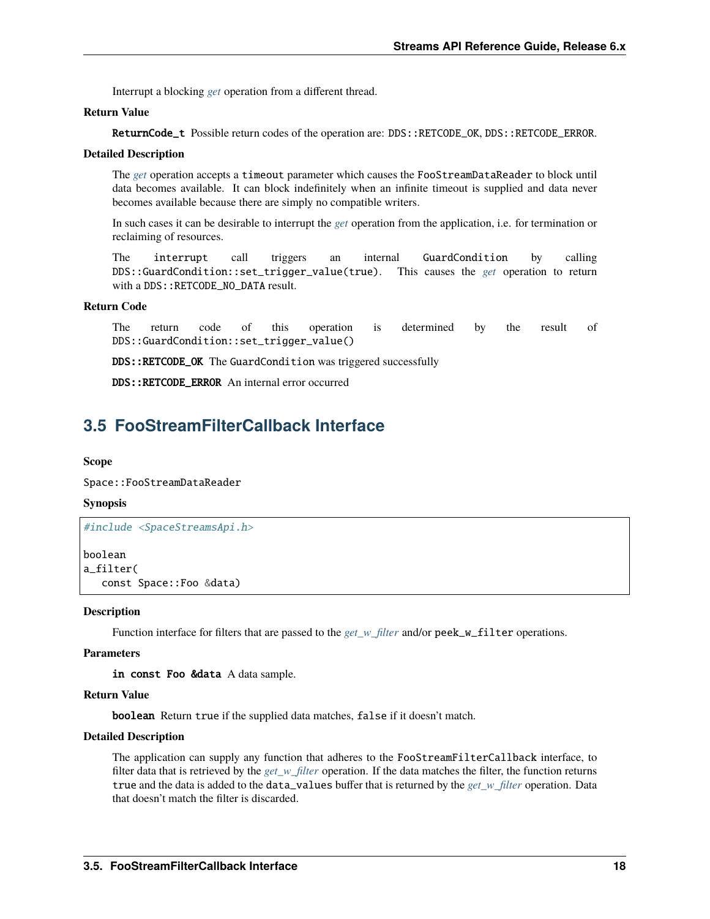Interrupt a blocking *get* operation from a different thread.

**Return Value**

**ReturnCode_t** Possible return codes of the operation are: `DDS::RETCODE_OK`, `DDS::RETCODE_ERROR`.

**Detailed Description**

The *get* operation accepts a `timeout` parameter which causes the `FooStreamDataReader` to block until data becomes available. It can block indefinitely when an infinite timeout is supplied and data never becomes available because there are simply no compatible writers.

In such cases it can be desirable to interrupt the *get* operation from the application, i.e. for termination or reclaiming of resources.

The `interrupt` call triggers an internal `GuardCondition` by calling `DDS::GuardCondition::set_trigger_value(true)`. This causes the *get* operation to return with a `DDS::RETCODE_NO_DATA` result.

**Return Code**

The return code of this operation is determined by the result of `DDS::GuardCondition::set_trigger_value()`

**DDS::RETCODE_OK** The `GuardCondition` was triggered successfully

**DDS::RETCODE_ERROR** An internal error occurred

## 3.5 FooStreamFilterCallback Interface

**Scope**

`Space::FooStreamDataReader`

**Synopsis**

```
#include <SpaceStreamsApi.h>

boolean
a_filter(
   const Space::Foo &data)
```

**Description**

Function interface for filters that are passed to the *get_w_filter* and/or `peek_w_filter` operations.

**Parameters**

**in const Foo &data** A data sample.

**Return Value**

**boolean** Return `true` if the supplied data matches, `false` if it doesn't match.

**Detailed Description**

The application can supply any function that adheres to the `FooStreamFilterCallback` interface, to filter data that is retrieved by the *get_w_filter* operation. If the data matches the filter, the function returns `true` and the data is added to the `data_values` buffer that is returned by the *get_w_filter* operation. Data that doesn't match the filter is discarded.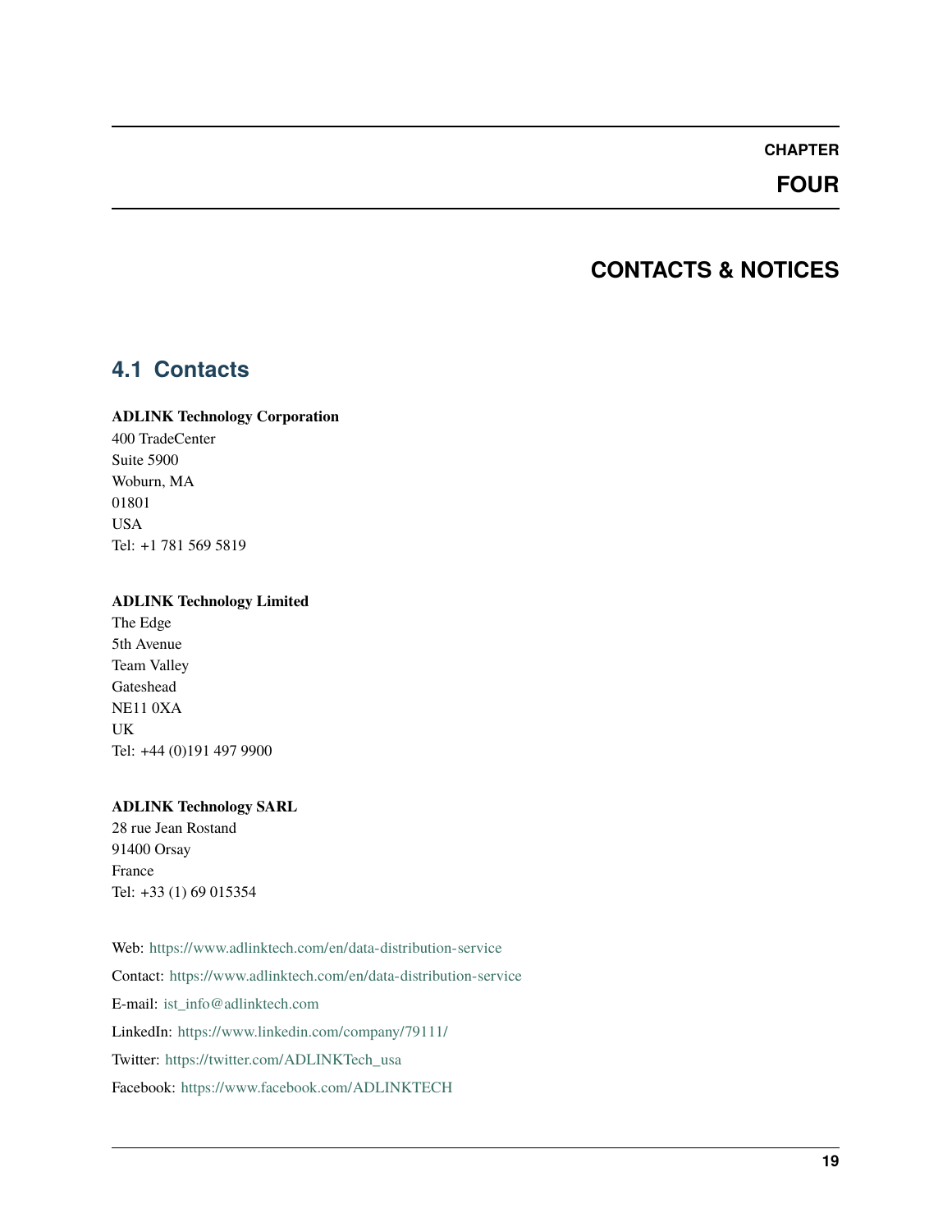# CHAPTER FOUR

# CONTACTS & NOTICES

## 4.1 Contacts

**ADLINK Technology Corporation**
400 TradeCenter
Suite 5900
Woburn, MA
01801
USA
Tel: +1 781 569 5819

**ADLINK Technology Limited**
The Edge
5th Avenue
Team Valley
Gateshead
NE11 0XA
UK
Tel: +44 (0)191 497 9900

**ADLINK Technology SARL**
28 rue Jean Rostand
91400 Orsay
France
Tel: +33 (1) 69 015354

Web: https://www.adlinktech.com/en/data-distribution-service

Contact: https://www.adlinktech.com/en/data-distribution-service

E-mail: ist_info@adlinktech.com

LinkedIn: https://www.linkedin.com/company/79111/

Twitter: https://twitter.com/ADLINKTech_usa

Facebook: https://www.facebook.com/ADLINKTECH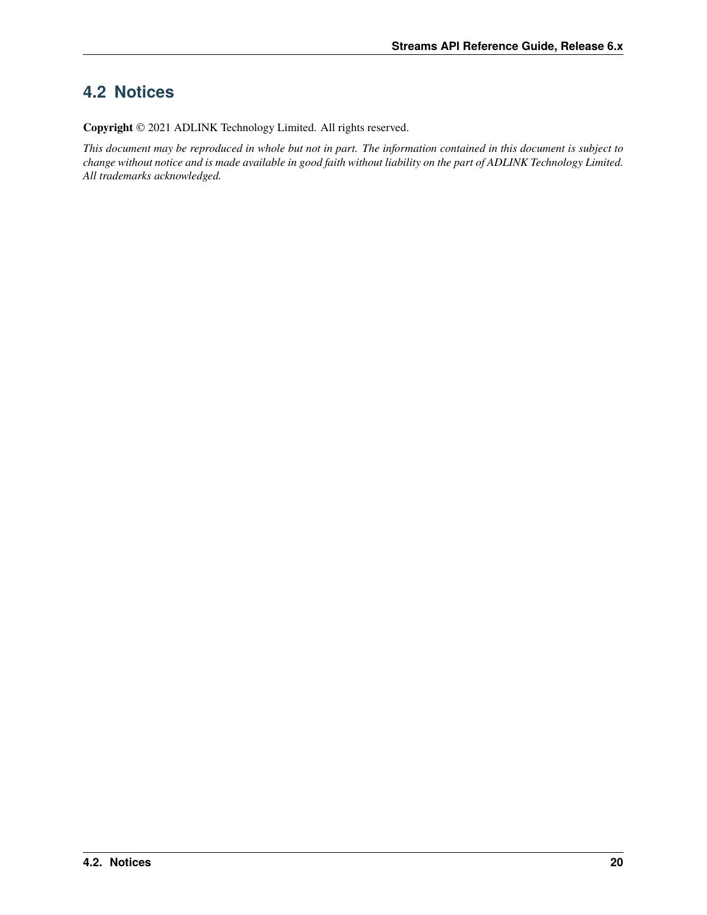## 4.2 Notices

**Copyright** © 2021 ADLINK Technology Limited. All rights reserved.

*This document may be reproduced in whole but not in part. The information contained in this document is subject to change without notice and is made available in good faith without liability on the part of ADLINK Technology Limited. All trademarks acknowledged.*